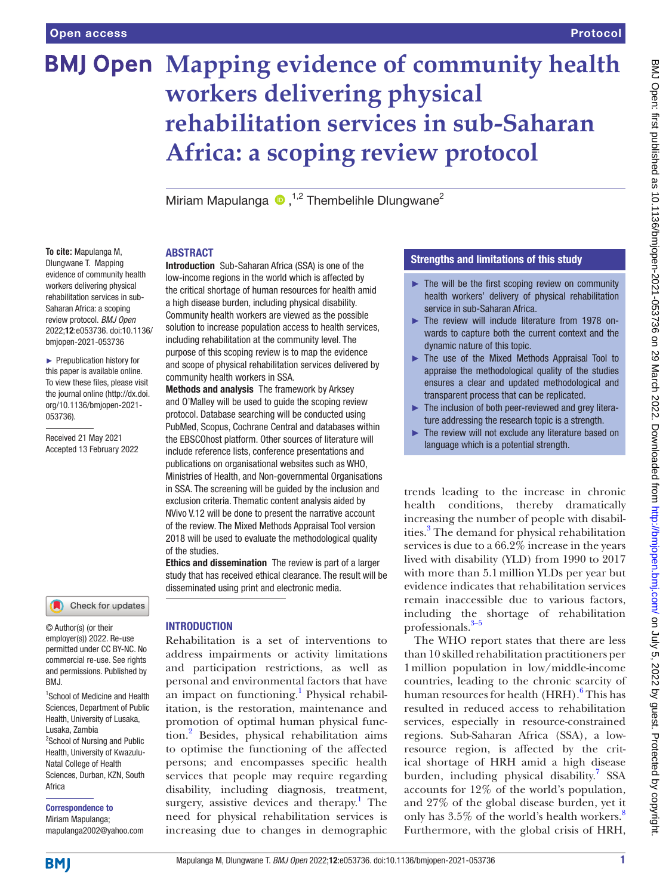# Mapping evidence of community health workers delivering physical rehabilitation services in sub-Saharan Africa: a scoping review protocol

Miriam Mapulanga [1,2], Thembelihle Dlungwane[2]

**To cite:** Mapulanga M, Dlungwane T. Mapping evidence of community health workers delivering physical rehabilitation services in sub-Saharan Africa: a scoping review protocol. *BMJ Open* 2022;**12**:e053736. doi:10.1136/bmjopen-2021-053736

► Prepublication history for this paper is available online. To view these files, please visit the journal online (http://dx.doi.org/10.1136/bmjopen-2021-053736).

Received 21 May 2021
Accepted 13 February 2022

© Author(s) (or their employer(s)) 2022. Re-use permitted under CC BY-NC. No commercial re-use. See rights and permissions. Published by BMJ.

[1]School of Medicine and Health Sciences, Department of Public Health, University of Lusaka, Lusaka, Zambia
[2]School of Nursing and Public Health, University of Kwazulu-Natal College of Health Sciences, Durban, KZN, South Africa

**Correspondence to**
Miriam Mapulanga; mapulanga2002@yahoo.com

## ABSTRACT

**Introduction** Sub-Saharan Africa (SSA) is one of the low-income regions in the world which is affected by the critical shortage of human resources for health amid a high disease burden, including physical disability. Community health workers are viewed as the possible solution to increase population access to health services, including rehabilitation at the community level. The purpose of this scoping review is to map the evidence and scope of physical rehabilitation services delivered by community health workers in SSA.

**Methods and analysis** The framework by Arksey and O'Malley will be used to guide the scoping review protocol. Database searching will be conducted using PubMed, Scopus, Cochrane Central and databases within the EBSCOhost platform. Other sources of literature will include reference lists, conference presentations and publications on organisational websites such as WHO, Ministries of Health, and Non-governmental Organisations in SSA. The screening will be guided by the inclusion and exclusion criteria. Thematic content analysis aided by NVivo V.12 will be done to present the narrative account of the review. The Mixed Methods Appraisal Tool version 2018 will be used to evaluate the methodological quality of the studies.

**Ethics and dissemination** The review is part of a larger study that has received ethical clearance. The result will be disseminated using print and electronic media.

## Strengths and limitations of this study

- The will be the first scoping review on community health workers' delivery of physical rehabilitation service in sub-Saharan Africa.
- The review will include literature from 1978 onwards to capture both the current context and the dynamic nature of this topic.
- The use of the Mixed Methods Appraisal Tool to appraise the methodological quality of the studies ensures a clear and updated methodological and transparent process that can be replicated.
- The inclusion of both peer-reviewed and grey literature addressing the research topic is a strength.
- The review will not exclude any literature based on language which is a potential strength.

## INTRODUCTION

Rehabilitation is a set of interventions to address impairments or activity limitations and participation restrictions, as well as personal and environmental factors that have an impact on functioning.[1] Physical rehabilitation, is the restoration, maintenance and promotion of optimal human physical function.[2] Besides, physical rehabilitation aims to optimise the functioning of the affected persons; and encompasses specific health services that people may require regarding disability, including diagnosis, treatment, surgery, assistive devices and therapy.[1] The need for physical rehabilitation services is increasing due to changes in demographic trends leading to the increase in chronic health conditions, thereby dramatically increasing the number of people with disabilities.[3] The demand for physical rehabilitation services is due to a 66.2% increase in the years lived with disability (YLD) from 1990 to 2017 with more than 5.1 million YLDs per year but evidence indicates that rehabilitation services remain inaccessible due to various factors, including the shortage of rehabilitation professionals.[3–5]

The WHO report states that there are less than 10 skilled rehabilitation practitioners per 1 million population in low/middle-income countries, leading to the chronic scarcity of human resources for health (HRH).[6] This has resulted in reduced access to rehabilitation services, especially in resource-constrained regions. Sub-Saharan Africa (SSA), a low-resource region, is affected by the critical shortage of HRH amid a high disease burden, including physical disability.[7] SSA accounts for 12% of the world's population, and 27% of the global disease burden, yet it only has 3.5% of the world's health workers.[8] Furthermore, with the global crisis of HRH,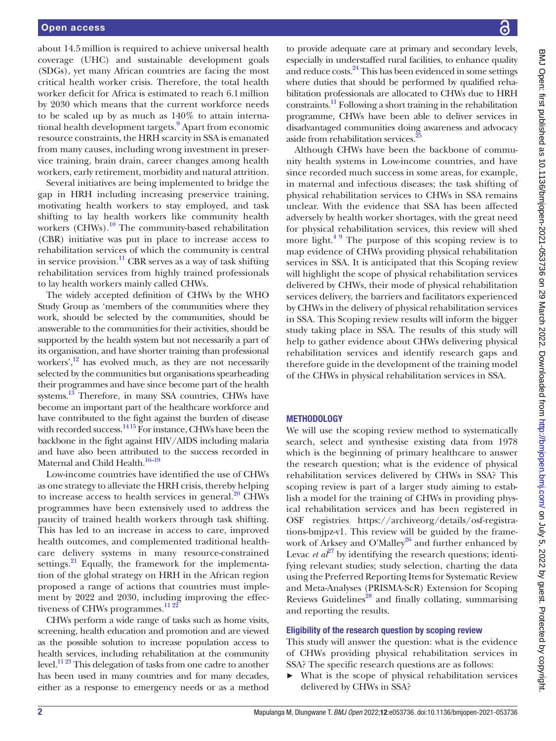about 14.5 million is required to achieve universal health coverage (UHC) and sustainable development goals (SDGs), yet many African countries are facing the most critical health worker crisis. Therefore, the total health worker deficit for Africa is estimated to reach 6.1 million by 2030 which means that the current workforce needs to be scaled up by as much as 140% to attain international health development targets.[9] Apart from economic resource constraints, the HRH scarcity in SSA is emanated from many causes, including wrong investment in preservice training, brain drain, career changes among health workers, early retirement, morbidity and natural attrition.

Several initiatives are being implemented to bridge the gap in HRH including increasing preservice training, motivating health workers to stay employed, and task shifting to lay health workers like community health workers (CHWs).[10] The community-based rehabilitation (CBR) initiative was put in place to increase access to rehabilitation services of which the community is central in service provision.[11] CBR serves as a way of task shifting rehabilitation services from highly trained professionals to lay health workers mainly called CHWs.

The widely accepted definition of CHWs by the WHO Study Group as 'members of the communities where they work, should be selected by the communities, should be answerable to the communities for their activities, should be supported by the health system but not necessarily a part of its organisation, and have shorter training than professional workers',[12] has evolved much, as they are not necessarily selected by the communities but organisations spearheading their programmes and have since become part of the health systems.[13] Therefore, in many SSA countries, CHWs have become an important part of the healthcare workforce and have contributed to the fight against the burden of disease with recorded success.[14,15] For instance, CHWs have been the backbone in the fight against HIV/AIDS including malaria and have also been attributed to the success recorded in Maternal and Child Health.[16–19]

Low-income countries have identified the use of CHWs as one strategy to alleviate the HRH crisis, thereby helping to increase access to health services in general.[20] CHWs programmes have been extensively used to address the paucity of trained health workers through task shifting. This has led to an increase in access to care, improved health outcomes, and complemented traditional healthcare delivery systems in many resource-constrained settings.[21] Equally, the framework for the implementation of the global strategy on HRH in the African region proposed a range of actions that countries must implement by 2022 and 2030, including improving the effectiveness of CHWs programmes.[11,22]

CHWs perform a wide range of tasks such as home visits, screening, health education and promotion and are viewed as the possible solution to increase population access to health services, including rehabilitation at the community level.[11,23] This delegation of tasks from one cadre to another has been used in many countries and for many decades, either as a response to emergency needs or as a method to provide adequate care at primary and secondary levels, especially in understaffed rural facilities, to enhance quality and reduce costs.[24] This has been evidenced in some settings where duties that should be performed by qualified rehabilitation professionals are allocated to CHWs due to HRH constraints.[11] Following a short training in the rehabilitation programme, CHWs have been able to deliver services in disadvantaged communities doing awareness and advocacy aside from rehabilitation services.[25]

Although CHWs have been the backbone of community health systems in Low-income countries, and have since recorded much success in some areas, for example, in maternal and infectious diseases; the task shifting of physical rehabilitation services to CHWs in SSA remains unclear. With the evidence that SSA has been affected adversely by health worker shortages, with the great need for physical rehabilitation services, this review will shed more light.[4,9] The purpose of this scoping review is to map evidence of CHWs providing physical rehabilitation services in SSA. It is anticipated that this Scoping review will highlight the scope of physical rehabilitation services delivered by CHWs, their mode of physical rehabilitation services delivery, the barriers and facilitators experienced by CHWs in the delivery of physical rehabilitation services in SSA. This Scoping review results will inform the bigger study taking place in SSA. The results of this study will help to gather evidence about CHWs delivering physical rehabilitation services and identify research gaps and therefore guide in the development of the training model of the CHWs in physical rehabilitation services in SSA.

## METHODOLOGY

We will use the scoping review method to systematically search, select and synthesise existing data from 1978 which is the beginning of primary healthcare to answer the research question; what is the evidence of physical rehabilitation services delivered by CHWs in SSA? This scoping review is part of a larger study aiming to establish a model for the training of CHWs in providing physical rehabilitation services and has been registered in OSF registries https://archiveorg/details/osf-registrations-bmjpz-v1. This review will be guided by the framework of Arksey and O'Malley[26] and further enhanced by Levac *et al*[27] by identifying the research questions; identifying relevant studies; study selection, charting the data using the Preferred Reporting Items for Systematic Review and Meta-Analyses (PRISMA-ScR) Extension for Scoping Reviews Guidelines[28] and finally collating, summarising and reporting the results.

### Eligibility of the research question by scoping review

This study will answer the question: what is the evidence of CHWs providing physical rehabilitation services in SSA? The specific research questions are as follows:

- What is the scope of physical rehabilitation services delivered by CHWs in SSA?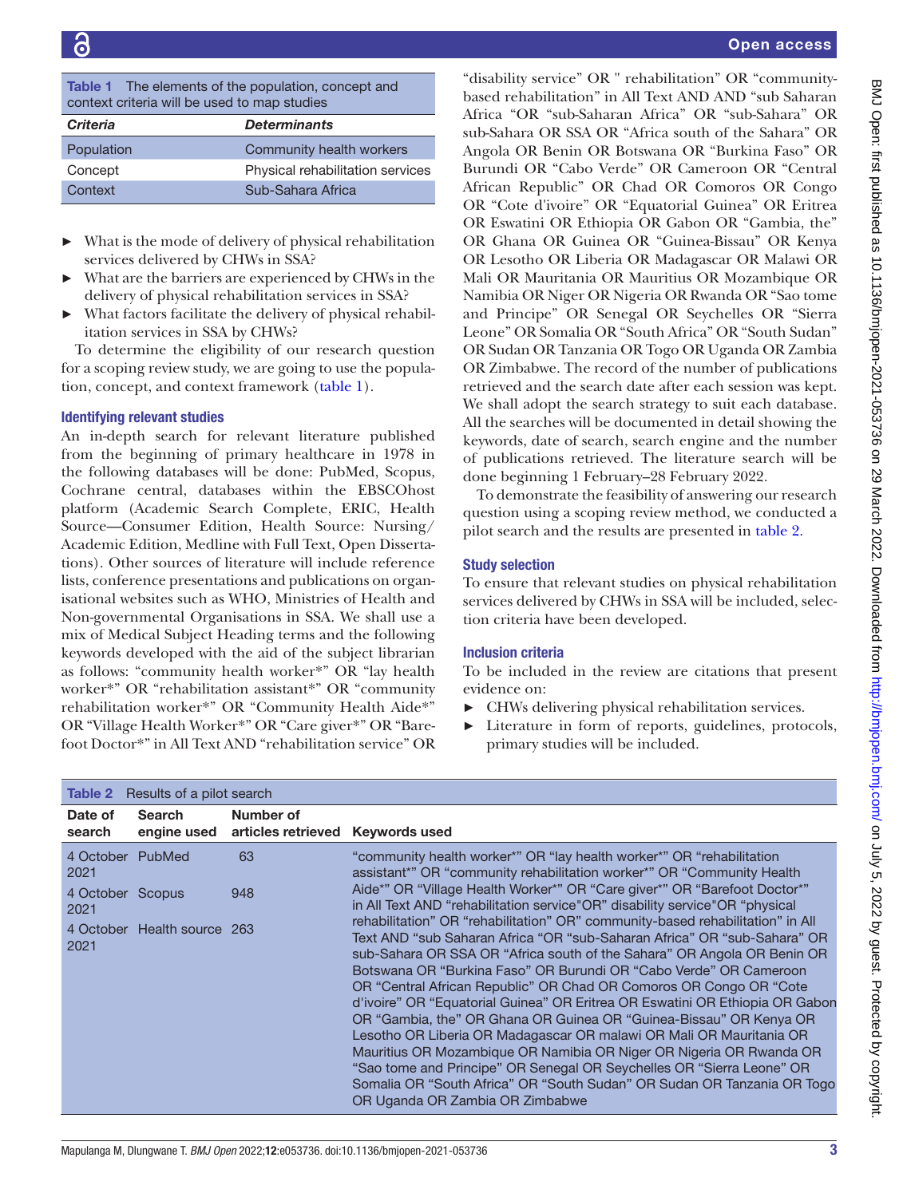**Table 1** The elements of the population, concept and context criteria will be used to map studies

| Criteria | Determinants |
|---|---|
| Population | Community health workers |
| Concept | Physical rehabilitation services |
| Context | Sub-Sahara Africa |

- What is the mode of delivery of physical rehabilitation services delivered by CHWs in SSA?
- What are the barriers are experienced by CHWs in the delivery of physical rehabilitation services in SSA?
- What factors facilitate the delivery of physical rehabilitation services in SSA by CHWs?

To determine the eligibility of our research question for a scoping review study, we are going to use the population, concept, and context framework (table 1).

### Identifying relevant studies

An in-depth search for relevant literature published from the beginning of primary healthcare in 1978 in the following databases will be done: PubMed, Scopus, Cochrane central, databases within the EBSCOhost platform (Academic Search Complete, ERIC, Health Source—Consumer Edition, Health Source: Nursing/Academic Edition, Medline with Full Text, Open Dissertations). Other sources of literature will include reference lists, conference presentations and publications on organisational websites such as WHO, Ministries of Health and Non-governmental Organisations in SSA. We shall use a mix of Medical Subject Heading terms and the following keywords developed with the aid of the subject librarian as follows: "community health worker*" OR "lay health worker*" OR "rehabilitation assistant*" OR "community rehabilitation worker*" OR "Community Health Aide*" OR "Village Health Worker*" OR "Care giver*" OR "Barefoot Doctor*" in All Text AND "rehabilitation service" OR "disability service" OR " rehabilitation" OR "community-based rehabilitation" in All Text AND AND "sub Saharan Africa "OR "sub-Saharan Africa" OR "sub-Sahara" OR sub-Sahara OR SSA OR "Africa south of the Sahara" OR Angola OR Benin OR Botswana OR "Burkina Faso" OR Burundi OR "Cabo Verde" OR Cameroon OR "Central African Republic" OR Chad OR Comoros OR Congo OR "Cote d'ivoire" OR "Equatorial Guinea" OR Eritrea OR Eswatini OR Ethiopia OR Gabon OR "Gambia, the" OR Ghana OR Guinea OR "Guinea-Bissau" OR Kenya OR Lesotho OR Liberia OR Madagascar OR Malawi OR Mali OR Mauritania OR Mauritius OR Mozambique OR Namibia OR Niger OR Nigeria OR Rwanda OR "Sao tome and Principe" OR Senegal OR Seychelles OR "Sierra Leone" OR Somalia OR "South Africa" OR "South Sudan" OR Sudan OR Tanzania OR Togo OR Uganda OR Zambia OR Zimbabwe. The record of the number of publications retrieved and the search date after each session was kept. We shall adopt the search strategy to suit each database. All the searches will be documented in detail showing the keywords, date of search, search engine and the number of publications retrieved. The literature search will be done beginning 1 February–28 February 2022.

To demonstrate the feasibility of answering our research question using a scoping review method, we conducted a pilot search and the results are presented in table 2.

### Study selection

To ensure that relevant studies on physical rehabilitation services delivered by CHWs in SSA will be included, selection criteria have been developed.

### Inclusion criteria

To be included in the review are citations that present evidence on:

- CHWs delivering physical rehabilitation services.
- Literature in form of reports, guidelines, protocols, primary studies will be included.

**Table 2** Results of a pilot search

| Date of search | Search engine used | Number of articles retrieved | Keywords used |
|---|---|---|---|
| 4 October 2021 | PubMed | 63 | "community health worker*" OR "lay health worker*" OR "rehabilitation assistant*" OR "community rehabilitation worker*" OR "Community Health Aide*" OR "Village Health Worker*" OR "Care giver*" OR "Barefoot Doctor*" in All Text AND "rehabilitation service"OR" disability service"OR "physical rehabilitation" OR "rehabilitation" OR" community-based rehabilitation" in All Text AND "sub Saharan Africa "OR "sub-Saharan Africa" OR "sub-Sahara" OR sub-Sahara OR SSA OR "Africa south of the Sahara" OR Angola OR Benin OR Botswana OR "Burkina Faso" OR Burundi OR "Cabo Verde" OR Cameroon OR "Central African Republic" OR Chad OR Comoros OR Congo OR "Cote d'ivoire" OR "Equatorial Guinea" OR Eritrea OR Eswatini OR Ethiopia OR Gabon OR "Gambia, the" OR Ghana OR Guinea OR "Guinea-Bissau" OR Kenya OR Lesotho OR Liberia OR Madagascar OR malawi OR Mali OR Mauritania OR Mauritius OR Mozambique OR Namibia OR Niger OR Nigeria OR Rwanda OR "Sao tome and Principe" OR Senegal OR Seychelles OR "Sierra Leone" OR Somalia OR "South Africa" OR "South Sudan" OR Sudan OR Tanzania OR Togo OR Uganda OR Zambia OR Zimbabwe |
| 4 October 2021 | Scopus | 948 | |
| 4 October 2021 | Health source | 263 | |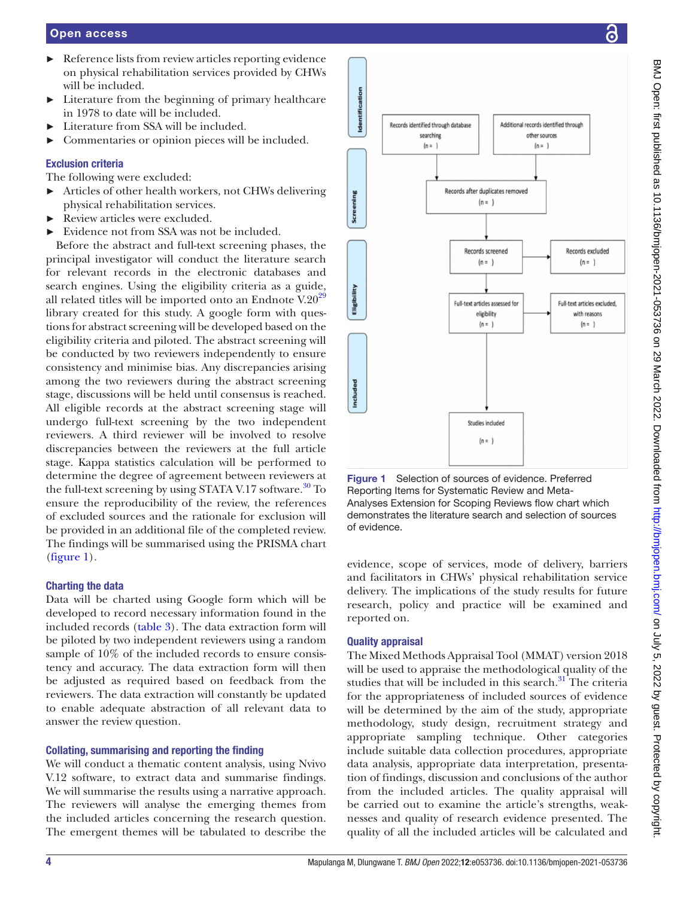- Reference lists from review articles reporting evidence on physical rehabilitation services provided by CHWs will be included.
- Literature from the beginning of primary healthcare in 1978 to date will be included.
- Literature from SSA will be included.
- Commentaries or opinion pieces will be included.

### Exclusion criteria

The following were excluded:

- Articles of other health workers, not CHWs delivering physical rehabilitation services.
- Review articles were excluded.
- Evidence not from SSA was not be included.

Before the abstract and full-text screening phases, the principal investigator will conduct the literature search for relevant records in the electronic databases and search engines. Using the eligibility criteria as a guide, all related titles will be imported onto an Endnote V.20[29] library created for this study. A google form with questions for abstract screening will be developed based on the eligibility criteria and piloted. The abstract screening will be conducted by two reviewers independently to ensure consistency and minimise bias. Any discrepancies arising among the two reviewers during the abstract screening stage, discussions will be held until consensus is reached. All eligible records at the abstract screening stage will undergo full-text screening by the two independent reviewers. A third reviewer will be involved to resolve discrepancies between the reviewers at the full article stage. Kappa statistics calculation will be performed to determine the degree of agreement between reviewers at the full-text screening by using STATA V.17 software.[30] To ensure the reproducibility of the review, the references of excluded sources and the rationale for exclusion will be provided in an additional file of the completed review. The findings will be summarised using the PRISMA chart (figure 1).

Identification: Records identified through database searching (n= ) ; Additional records identified through other sources (n= )
Screening: Records after duplicates removed (n= ) ; Records screened (n= ) → Records excluded (n= )
Eligibility: Full-text articles assessed for eligibility (n= ) → Full-text articles excluded, with reasons (n= )
Included: Studies included (n= )

**Figure 1** Selection of sources of evidence. Preferred Reporting Items for Systematic Review and Meta-Analyses Extension for Scoping Reviews flow chart which demonstrates the literature search and selection of sources of evidence.

### Charting the data

Data will be charted using Google form which will be developed to record necessary information found in the included records (table 3). The data extraction form will be piloted by two independent reviewers using a random sample of 10% of the included records to ensure consistency and accuracy. The data extraction form will then be adjusted as required based on feedback from the reviewers. The data extraction will constantly be updated to enable adequate abstraction of all relevant data to answer the review question.

### Collating, summarising and reporting the finding

We will conduct a thematic content analysis, using Nvivo V.12 software, to extract data and summarise findings. We will summarise the results using a narrative approach. The reviewers will analyse the emerging themes from the included articles concerning the research question. The emergent themes will be tabulated to describe the evidence, scope of services, mode of delivery, barriers and facilitators in CHWs' physical rehabilitation service delivery. The implications of the study results for future research, policy and practice will be examined and reported on.

### Quality appraisal

The Mixed Methods Appraisal Tool (MMAT) version 2018 will be used to appraise the methodological quality of the studies that will be included in this search.[31] The criteria for the appropriateness of included sources of evidence will be determined by the aim of the study, appropriate methodology, study design, recruitment strategy and appropriate sampling technique. Other categories include suitable data collection procedures, appropriate data analysis, appropriate data interpretation, presentation of findings, discussion and conclusions of the author from the included articles. The quality appraisal will be carried out to examine the article's strengths, weaknesses and quality of research evidence presented. The quality of all the included articles will be calculated and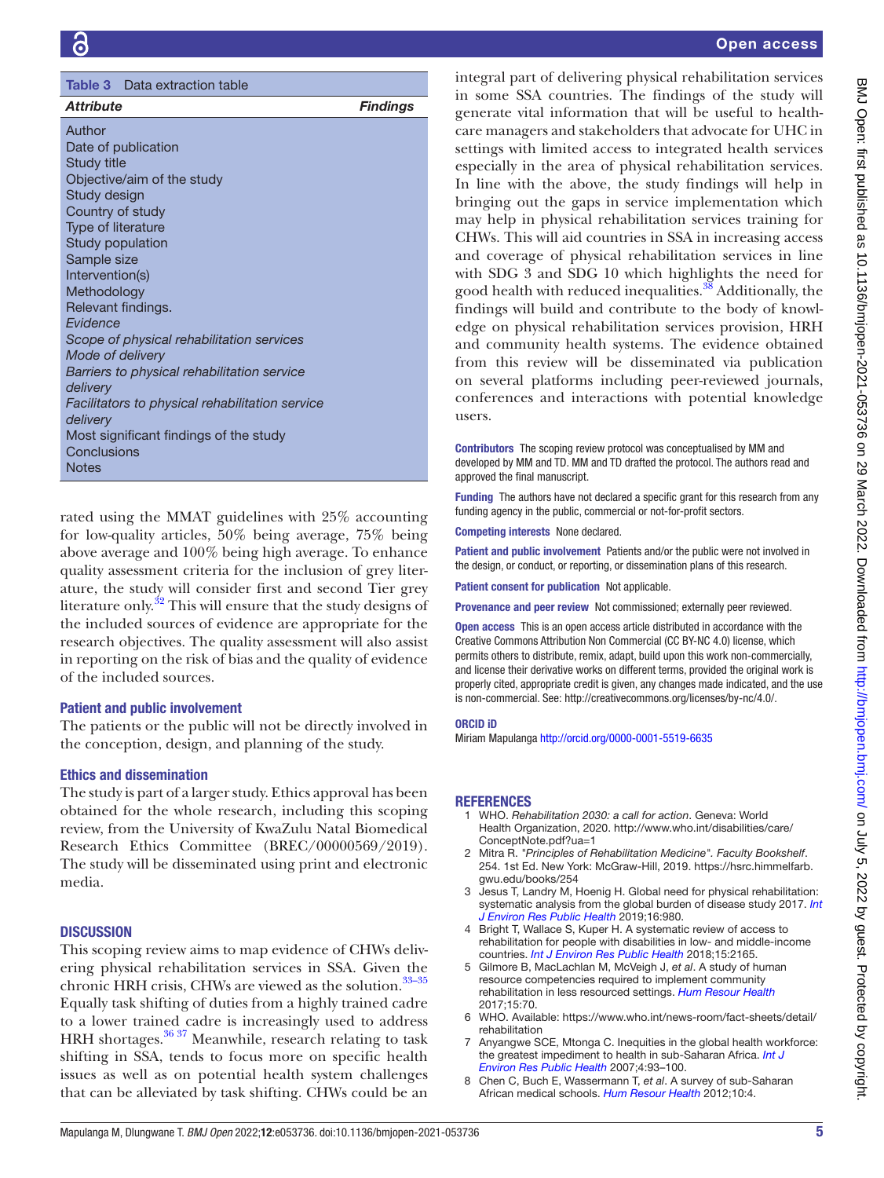**Table 3** Data extraction table

| Attribute | Findings |
|---|---|
| Author | |
| Date of publication | |
| Study title | |
| Objective/aim of the study | |
| Study design | |
| Country of study | |
| Type of literature | |
| Study population | |
| Sample size | |
| Intervention(s) | |
| Methodology | |
| Relevant findings. | |
| *Evidence* | |
| *Scope of physical rehabilitation services* | |
| *Mode of delivery* | |
| *Barriers to physical rehabilitation service delivery* | |
| *Facilitators to physical rehabilitation service delivery* | |
| Most significant findings of the study | |
| Conclusions | |
| Notes | |

rated using the MMAT guidelines with 25% accounting for low-quality articles, 50% being average, 75% being above average and 100% being high average. To enhance quality assessment criteria for the inclusion of grey literature, the study will consider first and second Tier grey literature only.[32] This will ensure that the study designs of the included sources of evidence are appropriate for the research objectives. The quality assessment will also assist in reporting on the risk of bias and the quality of evidence of the included sources.

### Patient and public involvement

The patients or the public will not be directly involved in the conception, design, and planning of the study.

### Ethics and dissemination

The study is part of a larger study. Ethics approval has been obtained for the whole research, including this scoping review, from the University of KwaZulu Natal Biomedical Research Ethics Committee (BREC/00000569/2019). The study will be disseminated using print and electronic media.

## DISCUSSION

This scoping review aims to map evidence of CHWs delivering physical rehabilitation services in SSA. Given the chronic HRH crisis, CHWs are viewed as the solution.[33–35] Equally task shifting of duties from a highly trained cadre to a lower trained cadre is increasingly used to address HRH shortages.[36 37] Meanwhile, research relating to task shifting in SSA, tends to focus more on specific health issues as well as on potential health system challenges that can be alleviated by task shifting. CHWs could be an integral part of delivering physical rehabilitation services in some SSA countries. The findings of the study will generate vital information that will be useful to healthcare managers and stakeholders that advocate for UHC in settings with limited access to integrated health services especially in the area of physical rehabilitation services. In line with the above, the study findings will help in bringing out the gaps in service implementation which may help in physical rehabilitation services training for CHWs. This will aid countries in SSA in increasing access and coverage of physical rehabilitation services in line with SDG 3 and SDG 10 which highlights the need for good health with reduced inequalities.[38] Additionally, the findings will build and contribute to the body of knowledge on physical rehabilitation services provision, HRH and community health systems. The evidence obtained from this review will be disseminated via publication on several platforms including peer-reviewed journals, conferences and interactions with potential knowledge users.

**Contributors** The scoping review protocol was conceptualised by MM and developed by MM and TD. MM and TD drafted the protocol. The authors read and approved the final manuscript.

**Funding** The authors have not declared a specific grant for this research from any funding agency in the public, commercial or not-for-profit sectors.

**Competing interests** None declared.

**Patient and public involvement** Patients and/or the public were not involved in the design, or conduct, or reporting, or dissemination plans of this research.

**Patient consent for publication** Not applicable.

**Provenance and peer review** Not commissioned; externally peer reviewed.

**Open access** This is an open access article distributed in accordance with the Creative Commons Attribution Non Commercial (CC BY-NC 4.0) license, which permits others to distribute, remix, adapt, build upon this work non-commercially, and license their derivative works on different terms, provided the original work is properly cited, appropriate credit is given, any changes made indicated, and the use is non-commercial. See: http://creativecommons.org/licenses/by-nc/4.0/.

**ORCID iD**

Miriam Mapulanga http://orcid.org/0000-0001-5519-6635

## REFERENCES

1. WHO. *Rehabilitation 2030: a call for action*. Geneva: World Health Organization, 2020. http://www.who.int/disabilities/care/ConceptNote.pdf?ua=1
2. Mitra R. "*Principles of Rehabilitation Medicine*". *Faculty Bookshelf*. 254. 1st Ed. New York: McGraw-Hill, 2019. https://hsrc.himmelfarb.gwu.edu/books/254
3. Jesus T, Landry M, Hoenig H. Global need for physical rehabilitation: systematic analysis from the global burden of disease study 2017. *Int J Environ Res Public Health* 2019;16:980.
4. Bright T, Wallace S, Kuper H. A systematic review of access to rehabilitation for people with disabilities in low- and middle-income countries. *Int J Environ Res Public Health* 2018;15:2165.
5. Gilmore B, MacLachlan M, McVeigh J, *et al*. A study of human resource competencies required to implement community rehabilitation in less resourced settings. *Hum Resour Health* 2017;15:70.
6. WHO. Available: https://www.who.int/news-room/fact-sheets/detail/rehabilitation
7. Anyangwe SCE, Mtonga C. Inequities in the global health workforce: the greatest impediment to health in sub-Saharan Africa. *Int J Environ Res Public Health* 2007;4:93–100.
8. Chen C, Buch E, Wassermann T, *et al*. A survey of sub-Saharan African medical schools. *Hum Resour Health* 2012;10:4.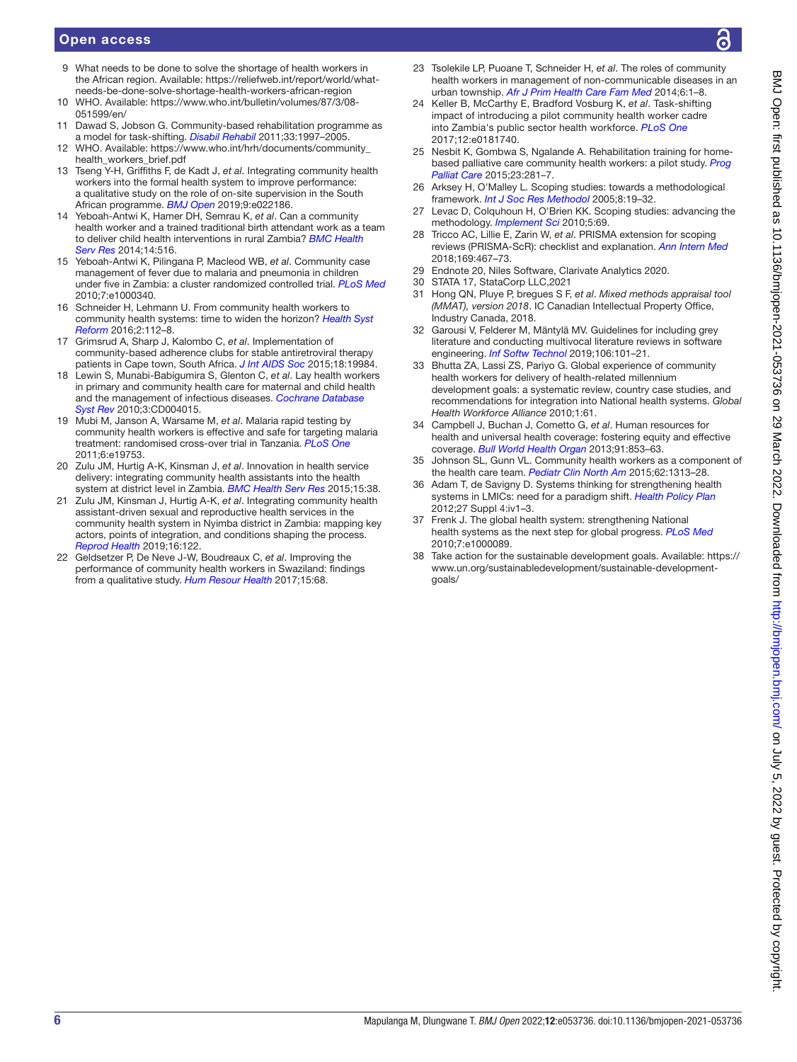9. What needs to be done to solve the shortage of health workers in the African region. Available: https://reliefweb.int/report/world/what-needs-be-done-solve-shortage-health-workers-african-region
10. WHO. Available: https://www.who.int/bulletin/volumes/87/3/08-051599/en/
11. Dawad S, Jobson G. Community-based rehabilitation programme as a model for task-shifting. *Disabil Rehabil* 2011;33:1997–2005.
12. WHO. Available: https://www.who.int/hrh/documents/community_health_workers_brief.pdf
13. Tseng Y-H, Griffiths F, de Kadt J, *et al*. Integrating community health workers into the formal health system to improve performance: a qualitative study on the role of on-site supervision in the South African programme. *BMJ Open* 2019;9:e022186.
14. Yeboah-Antwi K, Hamer DH, Semrau K, *et al*. Can a community health worker and a trained traditional birth attendant work as a team to deliver child health interventions in rural Zambia? *BMC Health Serv Res* 2014;14:516.
15. Yeboah-Antwi K, Pilingana P, Macleod WB, *et al*. Community case management of fever due to malaria and pneumonia in children under five in Zambia: a cluster randomized controlled trial. *PLoS Med* 2010;7:e1000340.
16. Schneider H, Lehmann U. From community health workers to community health systems: time to widen the horizon? *Health Syst Reform* 2016;2:112–8.
17. Grimsrud A, Sharp J, Kalombo C, *et al*. Implementation of community-based adherence clubs for stable antiretroviral therapy patients in Cape town, South Africa. *J Int AIDS Soc* 2015;18:19984.
18. Lewin S, Munabi-Babigumira S, Glenton C, *et al*. Lay health workers in primary and community health care for maternal and child health and the management of infectious diseases. *Cochrane Database Syst Rev* 2010;3:CD004015.
19. Mubi M, Janson A, Warsame M, *et al*. Malaria rapid testing by community health workers is effective and safe for targeting malaria treatment: randomised cross-over trial in Tanzania. *PLoS One* 2011;6:e19753.
20. Zulu JM, Hurtig A-K, Kinsman J, *et al*. Innovation in health service delivery: integrating community health assistants into the health system at district level in Zambia. *BMC Health Serv Res* 2015;15:38.
21. Zulu JM, Kinsman J, Hurtig A-K, *et al*. Integrating community health assistant-driven sexual and reproductive health services in the community health system in Nyimba district in Zambia: mapping key actors, points of integration, and conditions shaping the process. *Reprod Health* 2019;16:122.
22. Geldsetzer P, De Neve J-W, Boudreaux C, *et al*. Improving the performance of community health workers in Swaziland: findings from a qualitative study. *Hum Resour Health* 2017;15:68.
23. Tsolekile LP, Puoane T, Schneider H, *et al*. The roles of community health workers in management of non-communicable diseases in an urban township. *Afr J Prim Health Care Fam Med* 2014;6:1–8.
24. Keller B, McCarthy E, Bradford Vosburg K, *et al*. Task-shifting impact of introducing a pilot community health worker cadre into Zambia's public sector health workforce. *PLoS One* 2017;12:e0181740.
25. Nesbit K, Gombwa S, Ngalande A. Rehabilitation training for home-based palliative care community health workers: a pilot study. *Prog Palliat Care* 2015;23:281–7.
26. Arksey H, O'Malley L. Scoping studies: towards a methodological framework. *Int J Soc Res Methodol* 2005;8:19–32.
27. Levac D, Colquhoun H, O'Brien KK. Scoping studies: advancing the methodology. *Implement Sci* 2010;5:69.
28. Tricco AC, Lillie E, Zarin W, *et al*. PRISMA extension for scoping reviews (PRISMA-ScR): checklist and explanation. *Ann Intern Med* 2018;169:467–73.
29. Endnote 20, Niles Software, Clarivate Analytics 2020.
30. STATA 17, StataCorp LLC,2021
31. Hong QN, Pluye P, bregues S F, *et al*. *Mixed methods appraisal tool (MMAT), version 2018*. IC Canadian Intellectual Property Office, Industry Canada, 2018.
32. Garousi V, Felderer M, Mäntylä MV. Guidelines for including grey literature and conducting multivocal literature reviews in software engineering. *Inf Softw Technol* 2019;106:101–21.
33. Bhutta ZA, Lassi ZS, Pariyo G. Global experience of community health workers for delivery of health-related millennium development goals: a systematic review, country case studies, and recommendations for integration into National health systems. *Global Health Workforce Alliance* 2010;1:61.
34. Campbell J, Buchan J, Cometto G, *et al*. Human resources for health and universal health coverage: fostering equity and effective coverage. *Bull World Health Organ* 2013;91:853–63.
35. Johnson SL, Gunn VL. Community health workers as a component of the health care team. *Pediatr Clin North Am* 2015;62:1313–28.
36. Adam T, de Savigny D. Systems thinking for strengthening health systems in LMICs: need for a paradigm shift. *Health Policy Plan* 2012;27 Suppl 4:iv1–3.
37. Frenk J. The global health system: strengthening National health systems as the next step for global progress. *PLoS Med* 2010;7:e1000089.
38. Take action for the sustainable development goals. Available: https://www.un.org/sustainabledevelopment/sustainable-development-goals/